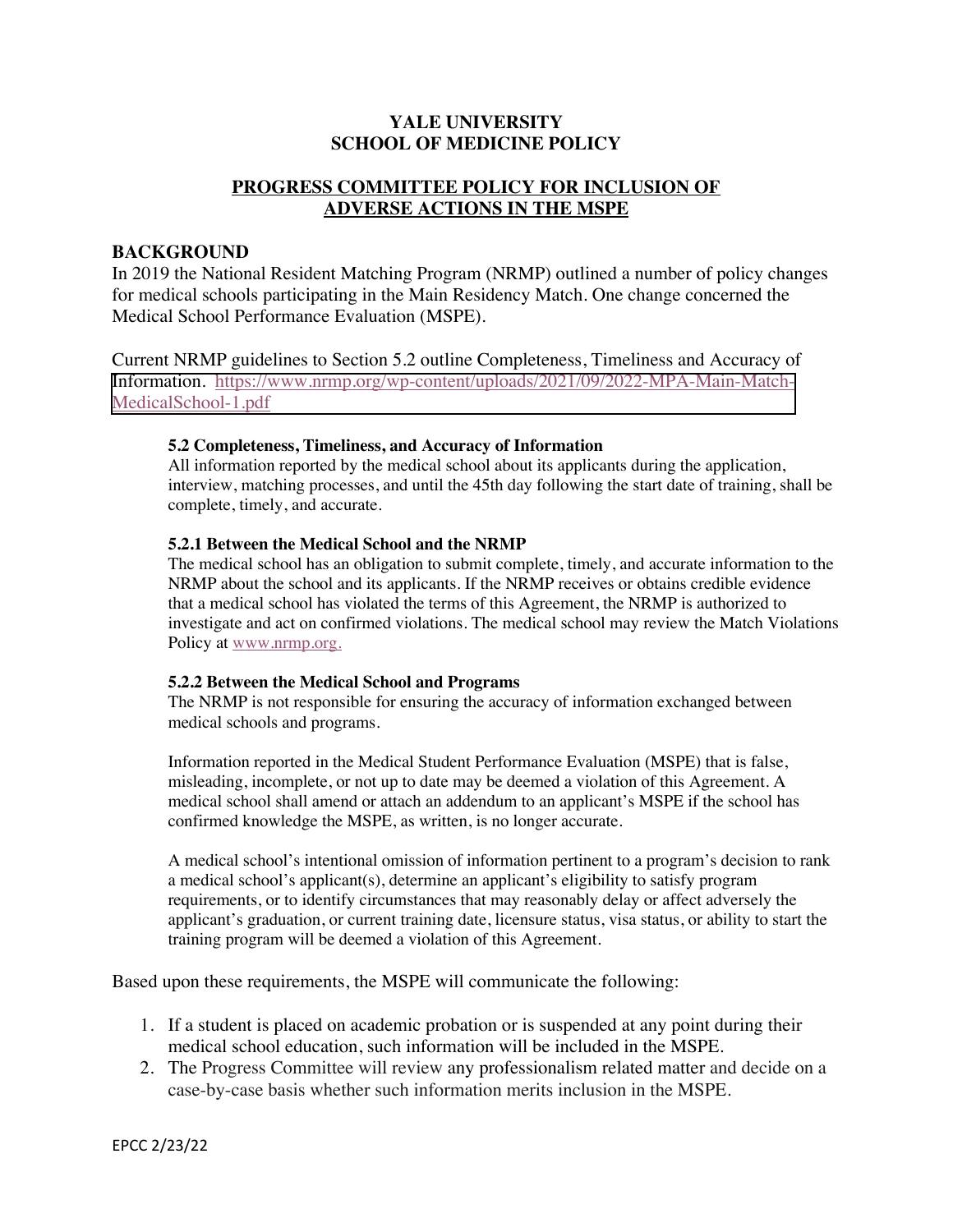# YALE UNIVERSITY
# SCHOOL OF MEDICINE POLICY

## PROGRESS COMMITTEE POLICY FOR INCLUSION OF ADVERSE ACTIONS IN THE MSPE

## BACKGROUND

In 2019 the National Resident Matching Program (NRMP) outlined a number of policy changes for medical schools participating in the Main Residency Match. One change concerned the Medical School Performance Evaluation (MSPE).

Current NRMP guidelines to Section 5.2 outline Completeness, Timeliness and Accuracy of Information. https://www.nrmp.org/wp-content/uploads/2021/09/2022-MPA-Main-Match-MedicalSchool-1.pdf

> **5.2 Completeness, Timeliness, and Accuracy of Information**
>
> All information reported by the medical school about its applicants during the application, interview, matching processes, and until the 45th day following the start date of training, shall be complete, timely, and accurate.
>
> **5.2.1 Between the Medical School and the NRMP**
>
> The medical school has an obligation to submit complete, timely, and accurate information to the NRMP about the school and its applicants. If the NRMP receives or obtains credible evidence that a medical school has violated the terms of this Agreement, the NRMP is authorized to investigate and act on confirmed violations. The medical school may review the Match Violations Policy at www.nrmp.org.
>
> **5.2.2 Between the Medical School and Programs**
>
> The NRMP is not responsible for ensuring the accuracy of information exchanged between medical schools and programs.
>
> Information reported in the Medical Student Performance Evaluation (MSPE) that is false, misleading, incomplete, or not up to date may be deemed a violation of this Agreement. A medical school shall amend or attach an addendum to an applicant's MSPE if the school has confirmed knowledge the MSPE, as written, is no longer accurate.
>
> A medical school's intentional omission of information pertinent to a program's decision to rank a medical school's applicant(s), determine an applicant's eligibility to satisfy program requirements, or to identify circumstances that may reasonably delay or affect adversely the applicant's graduation, or current training date, licensure status, visa status, or ability to start the training program will be deemed a violation of this Agreement.

Based upon these requirements, the MSPE will communicate the following:

1. If a student is placed on academic probation or is suspended at any point during their medical school education, such information will be included in the MSPE.
2. The Progress Committee will review any professionalism related matter and decide on a case-by-case basis whether such information merits inclusion in the MSPE.

EPCC 2/23/22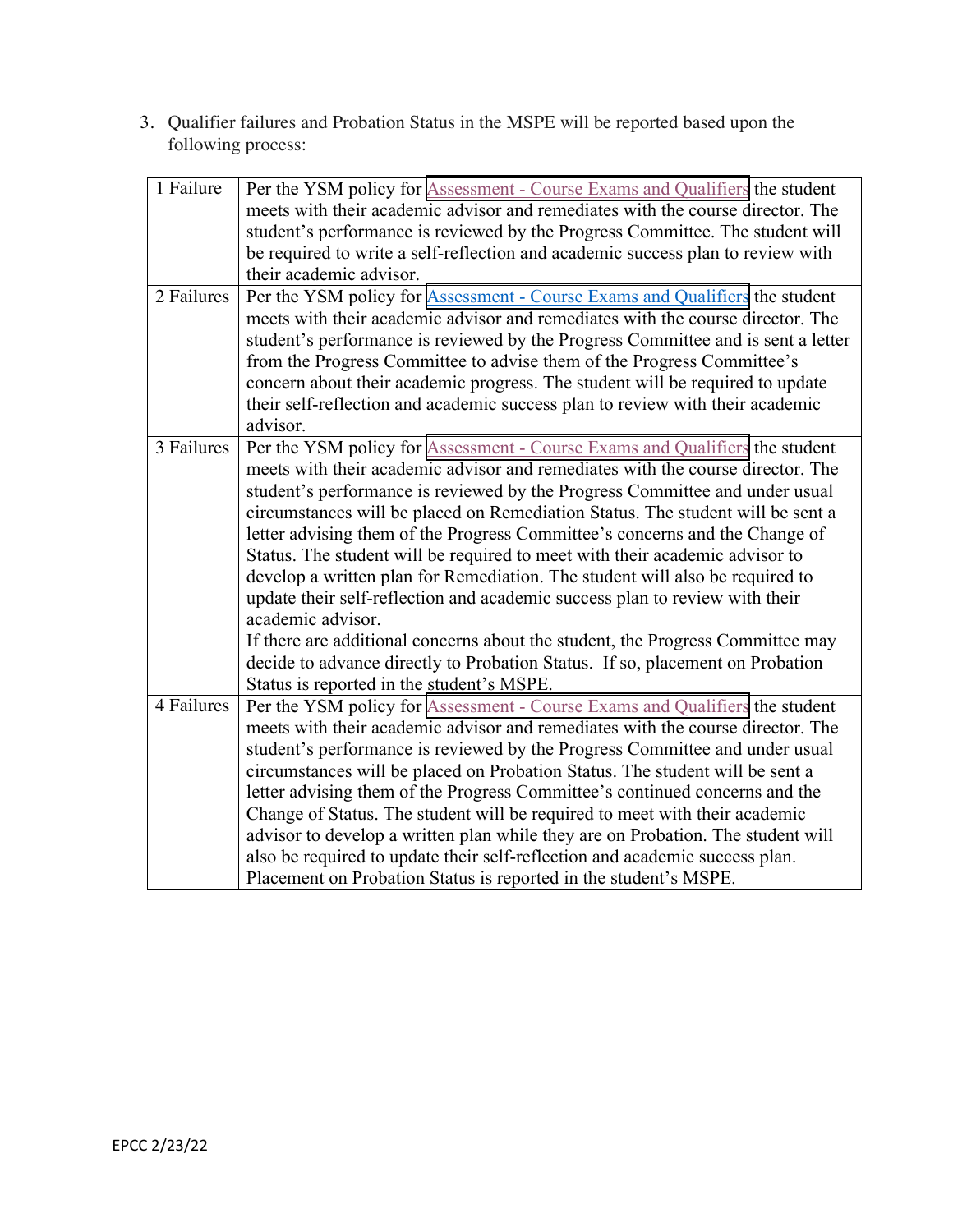3. Qualifier failures and Probation Status in the MSPE will be reported based upon the following process:

| | |
|---|---|
| 1 Failure | Per the YSM policy for Assessment - Course Exams and Qualifiers the student meets with their academic advisor and remediates with the course director. The student's performance is reviewed by the Progress Committee. The student will be required to write a self-reflection and academic success plan to review with their academic advisor. |
| 2 Failures | Per the YSM policy for Assessment - Course Exams and Qualifiers the student meets with their academic advisor and remediates with the course director. The student's performance is reviewed by the Progress Committee and is sent a letter from the Progress Committee to advise them of the Progress Committee's concern about their academic progress. The student will be required to update their self-reflection and academic success plan to review with their academic advisor. |
| 3 Failures | Per the YSM policy for Assessment - Course Exams and Qualifiers the student meets with their academic advisor and remediates with the course director. The student's performance is reviewed by the Progress Committee and under usual circumstances will be placed on Remediation Status. The student will be sent a letter advising them of the Progress Committee's concerns and the Change of Status. The student will be required to meet with their academic advisor to develop a written plan for Remediation. The student will also be required to update their self-reflection and academic success plan to review with their academic advisor. If there are additional concerns about the student, the Progress Committee may decide to advance directly to Probation Status. If so, placement on Probation Status is reported in the student's MSPE. |
| 4 Failures | Per the YSM policy for Assessment - Course Exams and Qualifiers the student meets with their academic advisor and remediates with the course director. The student's performance is reviewed by the Progress Committee and under usual circumstances will be placed on Probation Status. The student will be sent a letter advising them of the Progress Committee's continued concerns and the Change of Status. The student will be required to meet with their academic advisor to develop a written plan while they are on Probation. The student will also be required to update their self-reflection and academic success plan. Placement on Probation Status is reported in the student's MSPE. |

EPCC 2/23/22